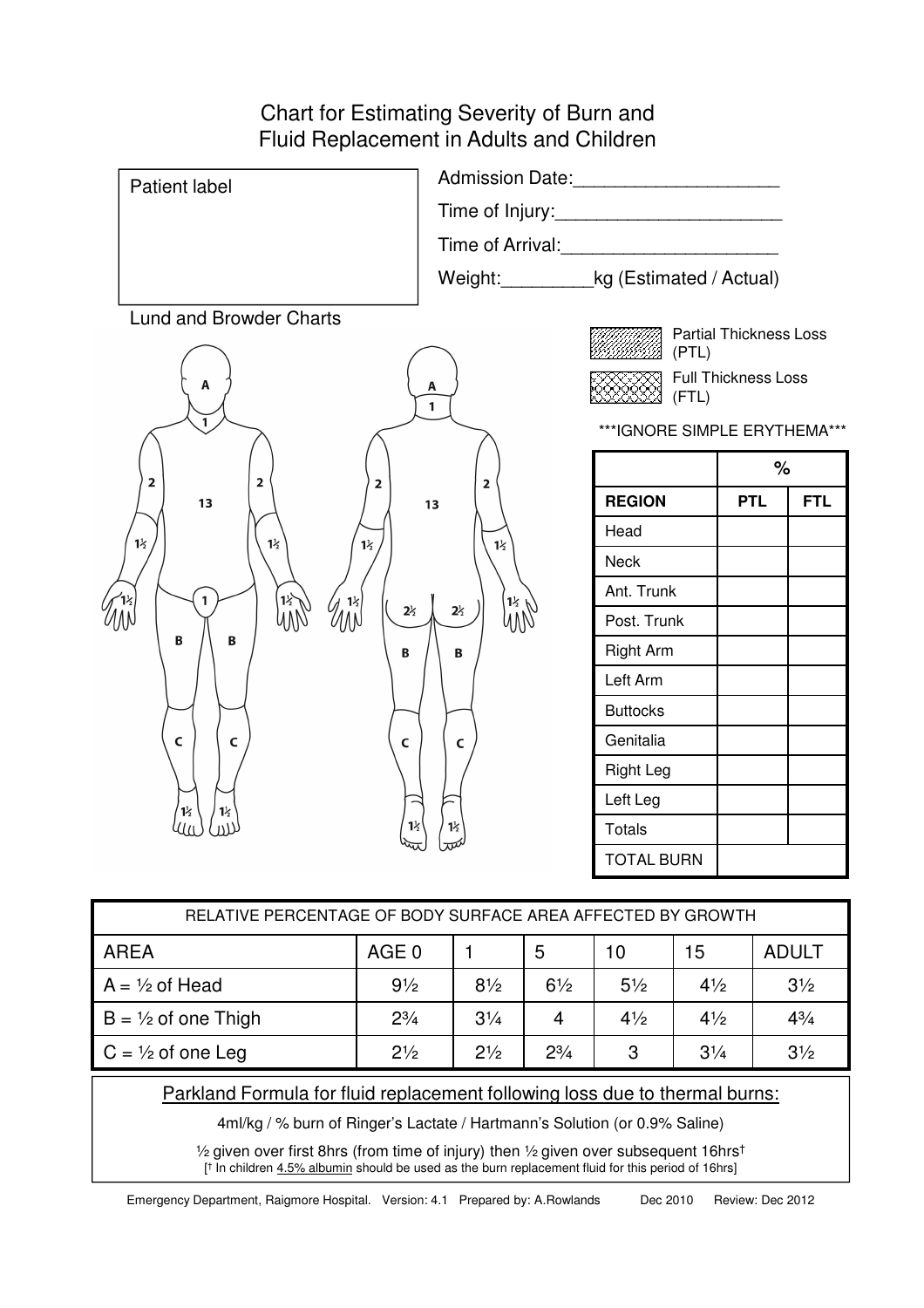# Chart for Estimating Severity of Burn and Fluid Replacement in Adults and Children

Patient label

Admission Date:____________________

Time of Injury:______________________

Time of Arrival:_____________________

Weight:_________kg (Estimated / Actual)

## Lund and Browder Charts

Partial Thickness Loss (PTL)

Full Thickness Loss (FTL)

***IGNORE SIMPLE ERYTHEMA***

| REGION | % PTL | % FTL |
|---|---|---|
| Head | | |
| Neck | | |
| Ant. Trunk | | |
| Post. Trunk | | |
| Right Arm | | |
| Left Arm | | |
| Buttocks | | |
| Genitalia | | |
| Right Leg | | |
| Left Leg | | |
| Totals | | |
| TOTAL BURN | | |

| RELATIVE PERCENTAGE OF BODY SURFACE AREA AFFECTED BY GROWTH | | | | | | |
|---|---|---|---|---|---|---|
| AREA | AGE 0 | 1 | 5 | 10 | 15 | ADULT |
| A = ½ of Head | 9½ | 8½ | 6½ | 5½ | 4½ | 3½ |
| B = ½ of one Thigh | 2¾ | 3¼ | 4 | 4½ | 4½ | 4¾ |
| C = ½ of one Leg | 2½ | 2½ | 2¾ | 3 | 3¼ | 3½ |

## Parkland Formula for fluid replacement following loss due to thermal burns:

4ml/kg / % burn of Ringer's Lactate / Hartmann's Solution (or 0.9% Saline)

½ given over first 8hrs (from time of injury) then ½ given over subsequent 16hrs†

[† In children 4.5% albumin should be used as the burn replacement fluid for this period of 16hrs]

Emergency Department, Raigmore Hospital. Version: 4.1 Prepared by: A.Rowlands Dec 2010 Review: Dec 2012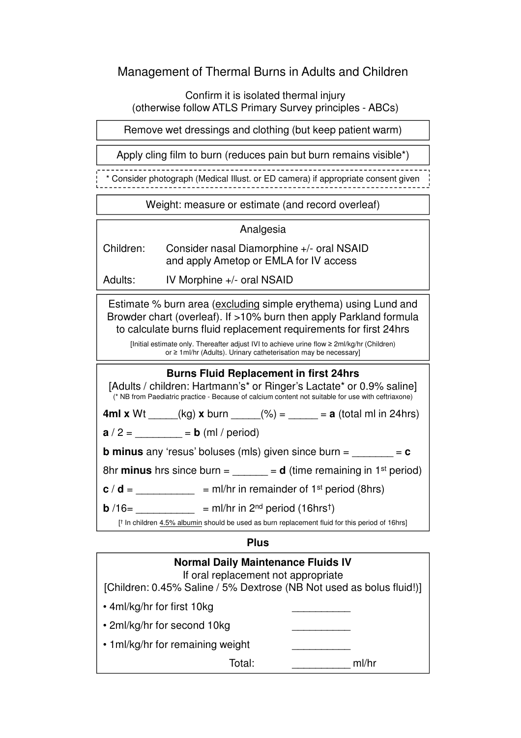# Management of Thermal Burns in Adults and Children

Confirm it is isolated thermal injury
(otherwise follow ATLS Primary Survey principles - ABCs)

Remove wet dressings and clothing (but keep patient warm)

Apply cling film to burn (reduces pain but burn remains visible*)

* Consider photograph (Medical Illust. or ED camera) if appropriate consent given

Weight: measure or estimate (and record overleaf)

## Analgesia

| | |
|---|---|
| Children: | Consider nasal Diamorphine +/- oral NSAID and apply Ametop or EMLA for IV access |
| Adults: | IV Morphine +/- oral NSAID |

Estimate % burn area (excluding simple erythema) using Lund and Browder chart (overleaf). If >10% burn then apply Parkland formula to calculate burns fluid replacement requirements for first 24hrs

[Initial estimate only. Thereafter adjust IVI to achieve urine flow ≥ 2ml/kg/hr (Children) or ≥ 1ml/hr (Adults). Urinary catheterisation may be necessary]

## Burns Fluid Replacement in first 24hrs

[Adults / children: Hartmann's* or Ringer's Lactate* or 0.9% saline]
(* NB from Paediatric practice - Because of calcium content not suitable for use with ceftriaxone)

**4ml x** Wt _____(kg) **x** burn _____(%) = _____ = **a** (total ml in 24hrs)

**a** / 2 = ________ = **b** (ml / period)

**b minus** any 'resus' boluses (mls) given since burn = _______ = **c**

8hr **minus** hrs since burn = ______ = **d** (time remaining in 1st period)

**c** / **d** = __________ = ml/hr in remainder of 1st period (8hrs)

**b** /16= __________ = ml/hr in 2nd period (16hrs†)

[† In children 4.5% albumin should be used as burn replacement fluid for this period of 16hrs]

**Plus**

## Normal Daily Maintenance Fluids IV

If oral replacement not appropriate
[Children: 0.45% Saline / 5% Dextrose (NB Not used as bolus fluid!)]

- 4ml/kg/hr for first 10kg __________
- 2ml/kg/hr for second 10kg __________
- 1ml/kg/hr for remaining weight __________

Total: __________ ml/hr